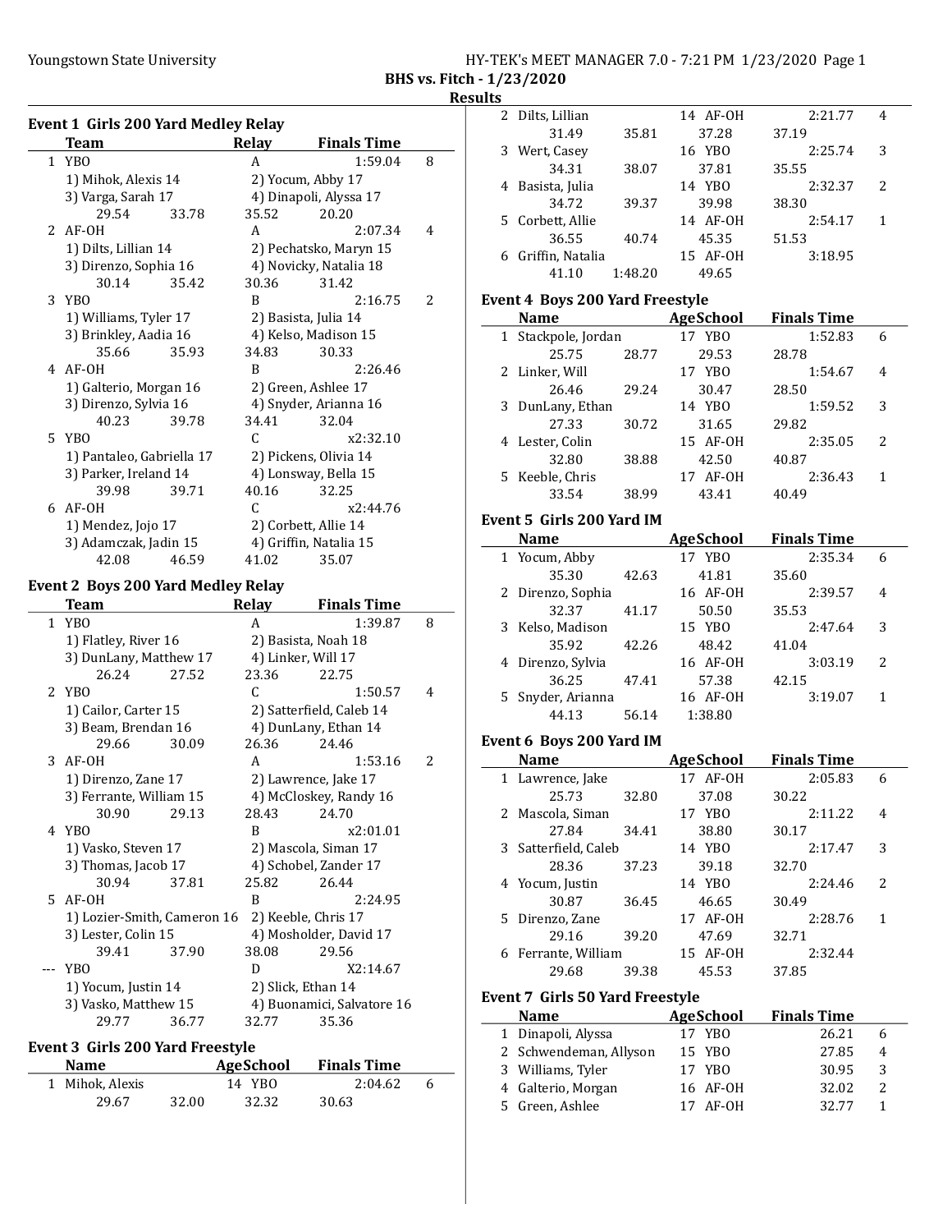## BHS vs. Fitch - 1/23/2020

### Results

### Event 1 Girls 200 Yard Medley Relay

| | Team | Relay | Finals Time | |
|---|---|---|---|---|
| 1 | YBO | A | 1:59.04 | 8 |
| | 1) Mihok, Alexis 14 | 2) Yocum, Abby 17 | | |
| | 3) Varga, Sarah 17 | 4) Dinapoli, Alyssa 17 | | |
| | 29.54 33.78 | 35.52 20.20 | | |
| 2 | AF-OH | A | 2:07.34 | 4 |
| | 1) Dilts, Lillian 14 | 2) Pechatsko, Maryn 15 | | |
| | 3) Direnzo, Sophia 16 | 4) Novicky, Natalia 18 | | |
| | 30.14 35.42 | 30.36 31.42 | | |
| 3 | YBO | B | 2:16.75 | 2 |
| | 1) Williams, Tyler 17 | 2) Basista, Julia 14 | | |
| | 3) Brinkley, Aadia 16 | 4) Kelso, Madison 15 | | |
| | 35.66 35.93 | 34.83 30.33 | | |
| 4 | AF-OH | B | 2:26.46 | |
| | 1) Galterio, Morgan 16 | 2) Green, Ashlee 17 | | |
| | 3) Direnzo, Sylvia 16 | 4) Snyder, Arianna 16 | | |
| | 40.23 39.78 | 34.41 32.04 | | |
| 5 | YBO | C | x2:32.10 | |
| | 1) Pantaleo, Gabriella 17 | 2) Pickens, Olivia 14 | | |
| | 3) Parker, Ireland 14 | 4) Lonsway, Bella 15 | | |
| | 39.98 39.71 | 40.16 32.25 | | |
| 6 | AF-OH | C | x2:44.76 | |
| | 1) Mendez, Jojo 17 | 2) Corbett, Allie 14 | | |
| | 3) Adamczak, Jadin 15 | 4) Griffin, Natalia 15 | | |
| | 42.08 46.59 | 41.02 35.07 | | |

### Event 2 Boys 200 Yard Medley Relay

| | Team | Relay | Finals Time | |
|---|---|---|---|---|
| 1 | YBO | A | 1:39.87 | 8 |
| | 1) Flatley, River 16 | 2) Basista, Noah 18 | | |
| | 3) DunLany, Matthew 17 | 4) Linker, Will 17 | | |
| | 26.24 27.52 | 23.36 22.75 | | |
| 2 | YBO | C | 1:50.57 | 4 |
| | 1) Cailor, Carter 15 | 2) Satterfield, Caleb 14 | | |
| | 3) Beam, Brendan 16 | 4) DunLany, Ethan 14 | | |
| | 29.66 30.09 | 26.36 24.46 | | |
| 3 | AF-OH | A | 1:53.16 | 2 |
| | 1) Direnzo, Zane 17 | 2) Lawrence, Jake 17 | | |
| | 3) Ferrante, William 15 | 4) McCloskey, Randy 16 | | |
| | 30.90 29.13 | 28.43 24.70 | | |
| 4 | YBO | B | x2:01.01 | |
| | 1) Vasko, Steven 17 | 2) Mascola, Siman 17 | | |
| | 3) Thomas, Jacob 17 | 4) Schobel, Zander 17 | | |
| | 30.94 37.81 | 25.82 26.44 | | |
| 5 | AF-OH | B | 2:24.95 | |
| | 1) Lozier-Smith, Cameron 16 | 2) Keeble, Chris 17 | | |
| | 3) Lester, Colin 15 | 4) Mosholder, David 17 | | |
| | 39.41 37.90 | 38.08 29.56 | | |
| --- | YBO | D | X2:14.67 | |
| | 1) Yocum, Justin 14 | 2) Slick, Ethan 14 | | |
| | 3) Vasko, Matthew 15 | 4) Buonamici, Salvatore 16 | | |
| | 29.77 36.77 | 32.77 35.36 | | |

### Event 3 Girls 200 Yard Freestyle

| | Name | Age | School | Finals Time | |
|---|---|---|---|---|---|
| 1 | Mihok, Alexis | 14 | YBO | 2:04.62 | 6 |
| | 29.67 32.00 | 32.32 | 30.63 | | |
| 2 | Dilts, Lillian | 14 | AF-OH | 2:21.77 | 4 |
| | 31.49 35.81 | 37.28 | 37.19 | | |
| 3 | Wert, Casey | 16 | YBO | 2:25.74 | 3 |
| | 34.31 38.07 | 37.81 | 35.55 | | |
| 4 | Basista, Julia | 14 | YBO | 2:32.37 | 2 |
| | 34.72 39.37 | 39.98 | 38.30 | | |
| 5 | Corbett, Allie | 14 | AF-OH | 2:54.17 | 1 |
| | 36.55 40.74 | 45.35 | 51.53 | | |
| 6 | Griffin, Natalia | 15 | AF-OH | 3:18.95 | |
| | 41.10 1:48.20 | 49.65 | | | |

### Event 4 Boys 200 Yard Freestyle

| | Name | Age | School | Finals Time | |
|---|---|---|---|---|---|
| 1 | Stackpole, Jordan | 17 | YBO | 1:52.83 | 6 |
| | 25.75 28.77 | 29.53 | 28.78 | | |
| 2 | Linker, Will | 17 | YBO | 1:54.67 | 4 |
| | 26.46 29.24 | 30.47 | 28.50 | | |
| 3 | DunLany, Ethan | 14 | YBO | 1:59.52 | 3 |
| | 27.33 30.72 | 31.65 | 29.82 | | |
| 4 | Lester, Colin | 15 | AF-OH | 2:35.05 | 2 |
| | 32.80 38.88 | 42.50 | 40.87 | | |
| 5 | Keeble, Chris | 17 | AF-OH | 2:36.43 | 1 |
| | 33.54 38.99 | 43.41 | 40.49 | | |

### Event 5 Girls 200 Yard IM

| | Name | Age | School | Finals Time | |
|---|---|---|---|---|---|
| 1 | Yocum, Abby | 17 | YBO | 2:35.34 | 6 |
| | 35.30 42.63 | 41.81 | 35.60 | | |
| 2 | Direnzo, Sophia | 16 | AF-OH | 2:39.57 | 4 |
| | 32.37 41.17 | 50.50 | 35.53 | | |
| 3 | Kelso, Madison | 15 | YBO | 2:47.64 | 3 |
| | 35.92 42.26 | 48.42 | 41.04 | | |
| 4 | Direnzo, Sylvia | 16 | AF-OH | 3:03.19 | 2 |
| | 36.25 47.41 | 57.38 | 42.15 | | |
| 5 | Snyder, Arianna | 16 | AF-OH | 3:19.07 | 1 |
| | 44.13 56.14 | 1:38.80 | | | |

### Event 6 Boys 200 Yard IM

| | Name | Age | School | Finals Time | |
|---|---|---|---|---|---|
| 1 | Lawrence, Jake | 17 | AF-OH | 2:05.83 | 6 |
| | 25.73 32.80 | 37.08 | 30.22 | | |
| 2 | Mascola, Siman | 17 | YBO | 2:11.22 | 4 |
| | 27.84 34.41 | 38.80 | 30.17 | | |
| 3 | Satterfield, Caleb | 14 | YBO | 2:17.47 | 3 |
| | 28.36 37.23 | 39.18 | 32.70 | | |
| 4 | Yocum, Justin | 14 | YBO | 2:24.46 | 2 |
| | 30.87 36.45 | 46.65 | 30.49 | | |
| 5 | Direnzo, Zane | 17 | AF-OH | 2:28.76 | 1 |
| | 29.16 39.20 | 47.69 | 32.71 | | |
| 6 | Ferrante, William | 15 | AF-OH | 2:32.44 | |
| | 29.68 39.38 | 45.53 | 37.85 | | |

### Event 7 Girls 50 Yard Freestyle

| | Name | Age | School | Finals Time | |
|---|---|---|---|---|---|
| 1 | Dinapoli, Alyssa | 17 | YBO | 26.21 | 6 |
| 2 | Schwendeman, Allyson | 15 | YBO | 27.85 | 4 |
| 3 | Williams, Tyler | 17 | YBO | 30.95 | 3 |
| 4 | Galterio, Morgan | 16 | AF-OH | 32.02 | 2 |
| 5 | Green, Ashlee | 17 | AF-OH | 32.77 | 1 |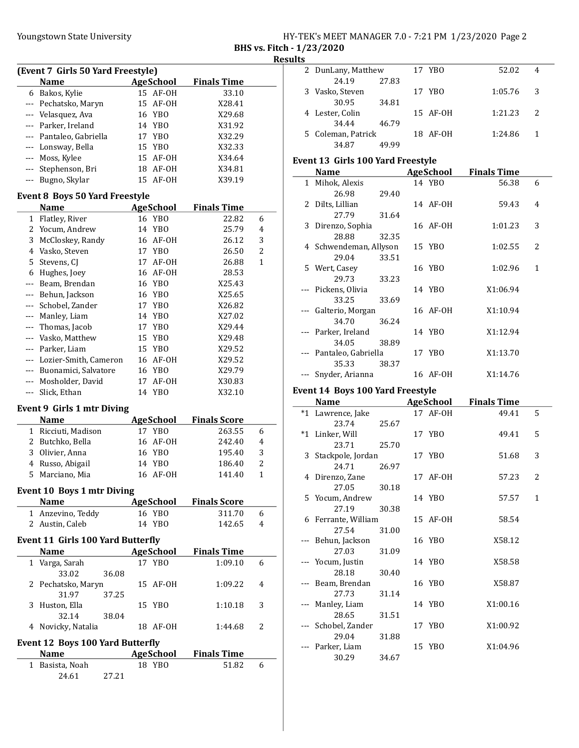## (Event 7 Girls 50 Yard Freestyle)

| | Name | Age | School | Finals Time | |
|---|---|---|---|---|---|
| 6 | Bakos, Kylie | 15 | AF-OH | 33.10 | |
| --- | Pechatsko, Maryn | 15 | AF-OH | X28.41 | |
| --- | Velasquez, Ava | 16 | YBO | X29.68 | |
| --- | Parker, Ireland | 14 | YBO | X31.92 | |
| --- | Pantaleo, Gabriella | 17 | YBO | X32.29 | |
| --- | Lonsway, Bella | 15 | YBO | X32.33 | |
| --- | Moss, Kylee | 15 | AF-OH | X34.64 | |
| --- | Stephenson, Bri | 18 | AF-OH | X34.81 | |
| --- | Bugno, Skylar | 15 | AF-OH | X39.19 | |

## Event 8 Boys 50 Yard Freestyle

| | Name | Age | School | Finals Time | |
|---|---|---|---|---|---|
| 1 | Flatley, River | 16 | YBO | 22.82 | 6 |
| 2 | Yocum, Andrew | 14 | YBO | 25.79 | 4 |
| 3 | McCloskey, Randy | 16 | AF-OH | 26.12 | 3 |
| 4 | Vasko, Steven | 17 | YBO | 26.50 | 2 |
| 5 | Stevens, CJ | 17 | AF-OH | 26.88 | 1 |
| 6 | Hughes, Joey | 16 | AF-OH | 28.53 | |
| --- | Beam, Brendan | 16 | YBO | X25.43 | |
| --- | Behun, Jackson | 16 | YBO | X25.65 | |
| --- | Schobel, Zander | 17 | YBO | X26.82 | |
| --- | Manley, Liam | 14 | YBO | X27.02 | |
| --- | Thomas, Jacob | 17 | YBO | X29.44 | |
| --- | Vasko, Matthew | 15 | YBO | X29.48 | |
| --- | Parker, Liam | 15 | YBO | X29.52 | |
| --- | Lozier-Smith, Cameron | 16 | AF-OH | X29.52 | |
| --- | Buonamici, Salvatore | 16 | YBO | X29.79 | |
| --- | Mosholder, David | 17 | AF-OH | X30.83 | |
| --- | Slick, Ethan | 14 | YBO | X32.10 | |

## Event 9 Girls 1 mtr Diving

| | Name | Age | School | Finals Score | |
|---|---|---|---|---|---|
| 1 | Ricciuti, Madison | 17 | YBO | 263.55 | 6 |
| 2 | Butchko, Bella | 16 | AF-OH | 242.40 | 4 |
| 3 | Olivier, Anna | 16 | YBO | 195.40 | 3 |
| 4 | Russo, Abigail | 14 | YBO | 186.40 | 2 |
| 5 | Marciano, Mia | 16 | AF-OH | 141.40 | 1 |

## Event 10 Boys 1 mtr Diving

| | Name | Age | School | Finals Score | |
|---|---|---|---|---|---|
| 1 | Anzevino, Teddy | 16 | YBO | 311.70 | 6 |
| 2 | Austin, Caleb | 14 | YBO | 142.65 | 4 |

## Event 11 Girls 100 Yard Butterfly

| | Name | Age | School | Finals Time | |
|---|---|---|---|---|---|
| 1 | Varga, Sarah | 17 | YBO | 1:09.10 | 6 |
| | 33.02 36.08 | | | | |
| 2 | Pechatsko, Maryn | 15 | AF-OH | 1:09.22 | 4 |
| | 31.97 37.25 | | | | |
| 3 | Huston, Ella | 15 | YBO | 1:10.18 | 3 |
| | 32.14 38.04 | | | | |
| 4 | Novicky, Natalia | 18 | AF-OH | 1:44.68 | 2 |

## Event 12 Boys 100 Yard Butterfly

| | Name | Age | School | Finals Time | |
|---|---|---|---|---|---|
| 1 | Basista, Noah | 18 | YBO | 51.82 | 6 |
| | 24.61 27.21 | | | | |
| 2 | DunLany, Matthew | 17 | YBO | 52.02 | 4 |
| | 24.19 27.83 | | | | |
| 3 | Vasko, Steven | 17 | YBO | 1:05.76 | 3 |
| | 30.95 34.81 | | | | |
| 4 | Lester, Colin | 15 | AF-OH | 1:21.23 | 2 |
| | 34.44 46.79 | | | | |
| 5 | Coleman, Patrick | 18 | AF-OH | 1:24.86 | 1 |
| | 34.87 49.99 | | | | |

## Event 13 Girls 100 Yard Freestyle

| | Name | Age | School | Finals Time | |
|---|---|---|---|---|---|
| 1 | Mihok, Alexis | 14 | YBO | 56.38 | 6 |
| | 26.98 29.40 | | | | |
| 2 | Dilts, Lillian | 14 | AF-OH | 59.43 | 4 |
| | 27.79 31.64 | | | | |
| 3 | Direnzo, Sophia | 16 | AF-OH | 1:01.23 | 3 |
| | 28.88 32.35 | | | | |
| 4 | Schwendeman, Allyson | 15 | YBO | 1:02.55 | 2 |
| | 29.04 33.51 | | | | |
| 5 | Wert, Casey | 16 | YBO | 1:02.96 | 1 |
| | 29.73 33.23 | | | | |
| --- | Pickens, Olivia | 14 | YBO | X1:06.94 | |
| | 33.25 33.69 | | | | |
| --- | Galterio, Morgan | 16 | AF-OH | X1:10.94 | |
| | 34.70 36.24 | | | | |
| --- | Parker, Ireland | 14 | YBO | X1:12.94 | |
| | 34.05 38.89 | | | | |
| --- | Pantaleo, Gabriella | 17 | YBO | X1:13.70 | |
| | 35.33 38.37 | | | | |
| --- | Snyder, Arianna | 16 | AF-OH | X1:14.76 | |

## Event 14 Boys 100 Yard Freestyle

| | Name | Age | School | Finals Time | |
|---|---|---|---|---|---|
| *1 | Lawrence, Jake | 17 | AF-OH | 49.41 | 5 |
| | 23.74 25.67 | | | | |
| *1 | Linker, Will | 17 | YBO | 49.41 | 5 |
| | 23.71 25.70 | | | | |
| 3 | Stackpole, Jordan | 17 | YBO | 51.68 | 3 |
| | 24.71 26.97 | | | | |
| 4 | Direnzo, Zane | 17 | AF-OH | 57.23 | 2 |
| | 27.05 30.18 | | | | |
| 5 | Yocum, Andrew | 14 | YBO | 57.57 | 1 |
| | 27.19 30.38 | | | | |
| 6 | Ferrante, William | 15 | AF-OH | 58.54 | |
| | 27.54 31.00 | | | | |
| --- | Behun, Jackson | 16 | YBO | X58.12 | |
| | 27.03 31.09 | | | | |
| --- | Yocum, Justin | 14 | YBO | X58.58 | |
| | 28.18 30.40 | | | | |
| --- | Beam, Brendan | 16 | YBO | X58.87 | |
| | 27.73 31.14 | | | | |
| --- | Manley, Liam | 14 | YBO | X1:00.16 | |
| | 28.65 31.51 | | | | |
| --- | Schobel, Zander | 17 | YBO | X1:00.92 | |
| | 29.04 31.88 | | | | |
| --- | Parker, Liam | 15 | YBO | X1:04.96 | |
| | 30.29 34.67 | | | | |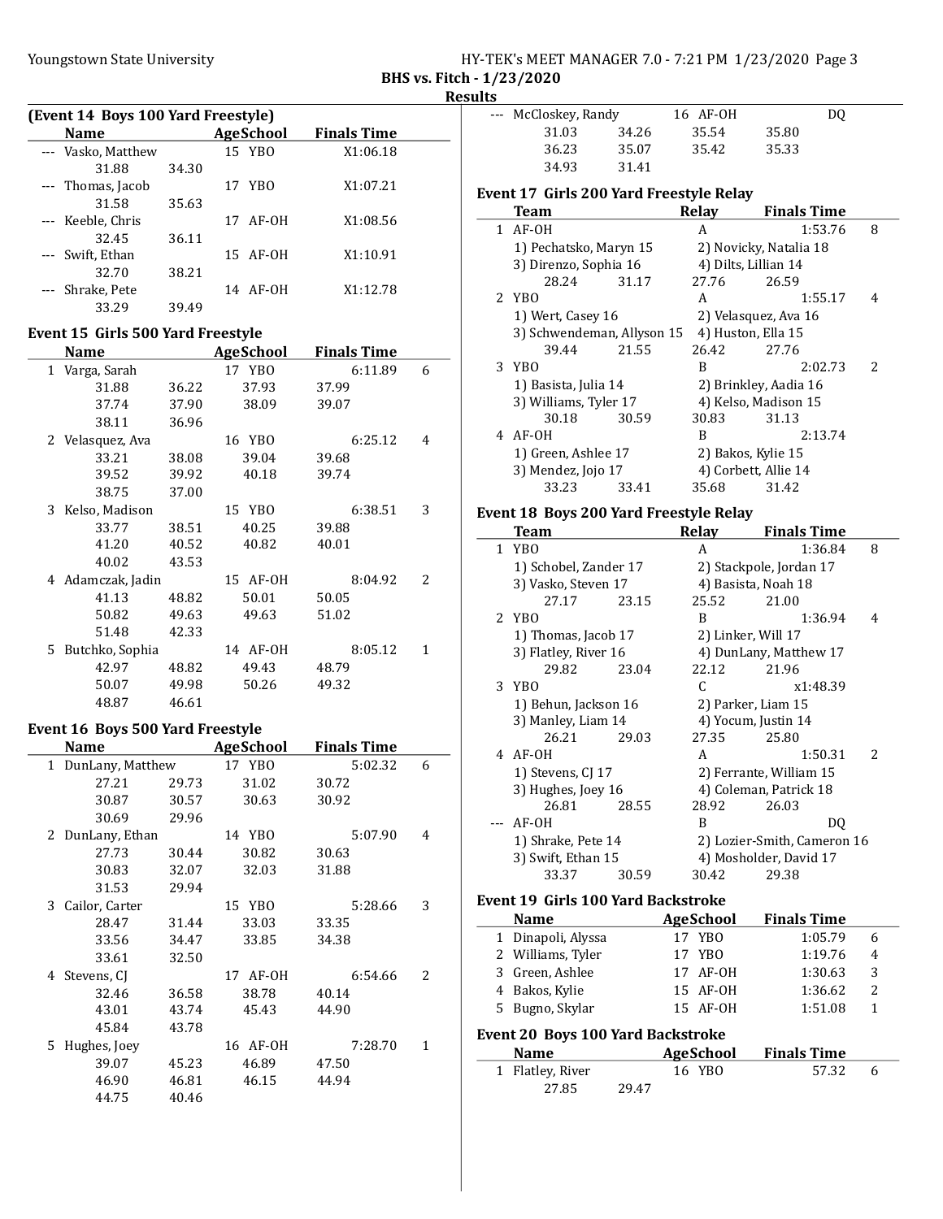BHS vs. Fitch - 1/23/2020

Results

### (Event 14 Boys 100 Yard Freestyle)

| | Name | Age | School | Finals Time | |
|---|---|---|---|---|---|
| --- | Vasko, Matthew | 15 | YBO | X1:06.18 | |
| | 31.88 | 34.30 | | | |
| --- | Thomas, Jacob | 17 | YBO | X1:07.21 | |
| | 31.58 | 35.63 | | | |
| --- | Keeble, Chris | 17 | AF-OH | X1:08.56 | |
| | 32.45 | 36.11 | | | |
| --- | Swift, Ethan | 15 | AF-OH | X1:10.91 | |
| | 32.70 | 38.21 | | | |
| --- | Shrake, Pete | 14 | AF-OH | X1:12.78 | |
| | 33.29 | 39.49 | | | |

### Event 15 Girls 500 Yard Freestyle

| | Name | Age | School | Finals Time | |
|---|---|---|---|---|---|
| 1 | Varga, Sarah | 17 | YBO | 6:11.89 | 6 |
| | 31.88 | 36.22 | 37.93 | 37.99 | |
| | 37.74 | 37.90 | 38.09 | 39.07 | |
| | 38.11 | 36.96 | | | |
| 2 | Velasquez, Ava | 16 | YBO | 6:25.12 | 4 |
| | 33.21 | 38.08 | 39.04 | 39.68 | |
| | 39.52 | 39.92 | 40.18 | 39.74 | |
| | 38.75 | 37.00 | | | |
| 3 | Kelso, Madison | 15 | YBO | 6:38.51 | 3 |
| | 33.77 | 38.51 | 40.25 | 39.88 | |
| | 41.20 | 40.52 | 40.82 | 40.01 | |
| | 40.02 | 43.53 | | | |
| 4 | Adamczak, Jadin | 15 | AF-OH | 8:04.92 | 2 |
| | 41.13 | 48.82 | 50.01 | 50.05 | |
| | 50.82 | 49.63 | 49.63 | 51.02 | |
| | 51.48 | 42.33 | | | |
| 5 | Butchko, Sophia | 14 | AF-OH | 8:05.12 | 1 |
| | 42.97 | 48.82 | 49.43 | 48.79 | |
| | 50.07 | 49.98 | 50.26 | 49.32 | |
| | 48.87 | 46.61 | | | |

### Event 16 Boys 500 Yard Freestyle

| | Name | Age | School | Finals Time | |
|---|---|---|---|---|---|
| 1 | DunLany, Matthew | 17 | YBO | 5:02.32 | 6 |
| | 27.21 | 29.73 | 31.02 | 30.72 | |
| | 30.87 | 30.57 | 30.63 | 30.92 | |
| | 30.69 | 29.96 | | | |
| 2 | DunLany, Ethan | 14 | YBO | 5:07.90 | 4 |
| | 27.73 | 30.44 | 30.82 | 30.63 | |
| | 30.83 | 32.07 | 32.03 | 31.88 | |
| | 31.53 | 29.94 | | | |
| 3 | Cailor, Carter | 15 | YBO | 5:28.66 | 3 |
| | 28.47 | 31.44 | 33.03 | 33.35 | |
| | 33.56 | 34.47 | 33.85 | 34.38 | |
| | 33.61 | 32.50 | | | |
| 4 | Stevens, CJ | 17 | AF-OH | 6:54.66 | 2 |
| | 32.46 | 36.58 | 38.78 | 40.14 | |
| | 43.01 | 43.74 | 45.43 | 44.90 | |
| | 45.84 | 43.78 | | | |
| 5 | Hughes, Joey | 16 | AF-OH | 7:28.70 | 1 |
| | 39.07 | 45.23 | 46.89 | 47.50 | |
| | 46.90 | 46.81 | 46.15 | 44.94 | |
| | 44.75 | 40.46 | | | |
| --- | McCloskey, Randy | 16 | AF-OH | DQ | |
| | 31.03 | 34.26 | 35.54 | 35.80 | |
| | 36.23 | 35.07 | 35.42 | 35.33 | |
| | 34.93 | 31.41 | | | |

### Event 17 Girls 200 Yard Freestyle Relay

| | Team | Relay | Finals Time | |
|---|---|---|---|---|
| 1 | AF-OH | A | 1:53.76 | 8 |
| | 1) Pechatsko, Maryn 15 | 2) Novicky, Natalia 18 | | |
| | 3) Direnzo, Sophia 16 | 4) Dilts, Lillian 14 | | |
| | 28.24 31.17 | 27.76 26.59 | | |
| 2 | YBO | A | 1:55.17 | 4 |
| | 1) Wert, Casey 16 | 2) Velasquez, Ava 16 | | |
| | 3) Schwendeman, Allyson 15 | 4) Huston, Ella 15 | | |
| | 39.44 21.55 | 26.42 27.76 | | |
| 3 | YBO | B | 2:02.73 | 2 |
| | 1) Basista, Julia 14 | 2) Brinkley, Aadia 16 | | |
| | 3) Williams, Tyler 17 | 4) Kelso, Madison 15 | | |
| | 30.18 30.59 | 30.83 31.13 | | |
| 4 | AF-OH | B | 2:13.74 | |
| | 1) Green, Ashlee 17 | 2) Bakos, Kylie 15 | | |
| | 3) Mendez, Jojo 17 | 4) Corbett, Allie 14 | | |
| | 33.23 33.41 | 35.68 31.42 | | |

### Event 18 Boys 200 Yard Freestyle Relay

| | Team | Relay | Finals Time | |
|---|---|---|---|---|
| 1 | YBO | A | 1:36.84 | 8 |
| | 1) Schobel, Zander 17 | 2) Stackpole, Jordan 17 | | |
| | 3) Vasko, Steven 17 | 4) Basista, Noah 18 | | |
| | 27.17 23.15 | 25.52 21.00 | | |
| 2 | YBO | B | 1:36.94 | 4 |
| | 1) Thomas, Jacob 17 | 2) Linker, Will 17 | | |
| | 3) Flatley, River 16 | 4) DunLany, Matthew 17 | | |
| | 29.82 23.04 | 22.12 21.96 | | |
| 3 | YBO | C | x1:48.39 | |
| | 1) Behun, Jackson 16 | 2) Parker, Liam 15 | | |
| | 3) Manley, Liam 14 | 4) Yocum, Justin 14 | | |
| | 26.21 29.03 | 27.35 25.80 | | |
| 4 | AF-OH | A | 1:50.31 | 2 |
| | 1) Stevens, CJ 17 | 2) Ferrante, William 15 | | |
| | 3) Hughes, Joey 16 | 4) Coleman, Patrick 18 | | |
| | 26.81 28.55 | 28.92 26.03 | | |
| --- | AF-OH | B | DQ | |
| | 1) Shrake, Pete 14 | 2) Lozier-Smith, Cameron 16 | | |
| | 3) Swift, Ethan 15 | 4) Mosholder, David 17 | | |
| | 33.37 30.59 | 30.42 29.38 | | |

### Event 19 Girls 100 Yard Backstroke

| | Name | Age | School | Finals Time | |
|---|---|---|---|---|---|
| 1 | Dinapoli, Alyssa | 17 | YBO | 1:05.79 | 6 |
| 2 | Williams, Tyler | 17 | YBO | 1:19.76 | 4 |
| 3 | Green, Ashlee | 17 | AF-OH | 1:30.63 | 3 |
| 4 | Bakos, Kylie | 15 | AF-OH | 1:36.62 | 2 |
| 5 | Bugno, Skylar | 15 | AF-OH | 1:51.08 | 1 |

### Event 20 Boys 100 Yard Backstroke

| | Name | Age | School | Finals Time | |
|---|---|---|---|---|---|
| 1 | Flatley, River | 16 | YBO | 57.32 | 6 |
| | 27.85 | 29.47 | | | |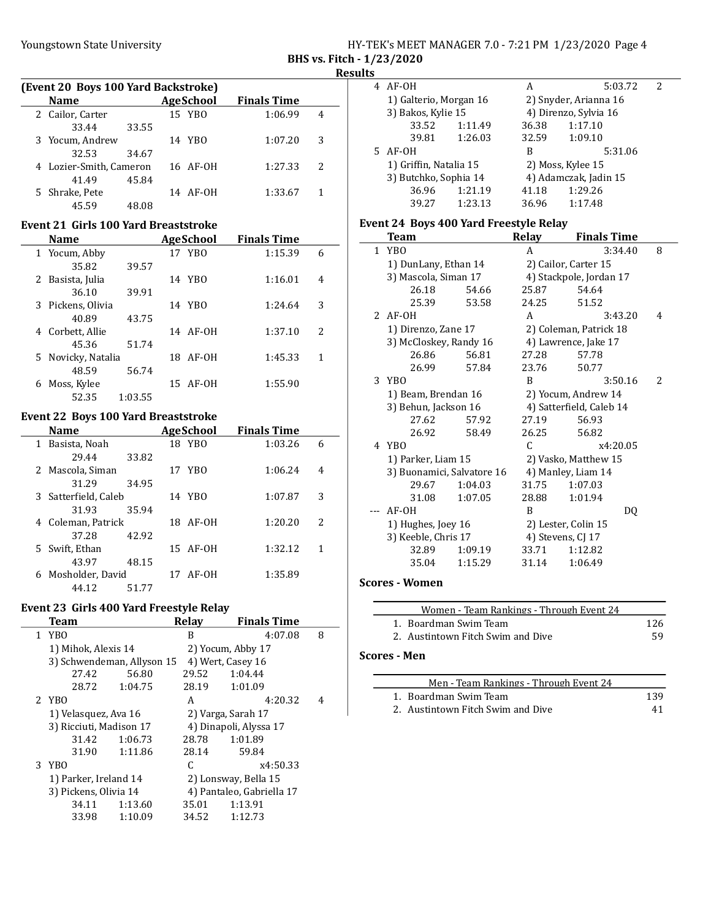BHS vs. Fitch - 1/23/2020

Results

### (Event 20 Boys 100 Yard Backstroke)

| | Name | Age | School | Finals Time | |
|---|---|---|---|---|---|
| 2 | Cailor, Carter | 15 | YBO | 1:06.99 | 4 |
| | 33.44 / 33.55 | | | | |
| 3 | Yocum, Andrew | 14 | YBO | 1:07.20 | 3 |
| | 32.53 / 34.67 | | | | |
| 4 | Lozier-Smith, Cameron | 16 | AF-OH | 1:27.33 | 2 |
| | 41.49 / 45.84 | | | | |
| 5 | Shrake, Pete | 14 | AF-OH | 1:33.67 | 1 |
| | 45.59 / 48.08 | | | | |

### Event 21 Girls 100 Yard Breaststroke

| | Name | Age | School | Finals Time | |
|---|---|---|---|---|---|
| 1 | Yocum, Abby | 17 | YBO | 1:15.39 | 6 |
| | 35.82 / 39.57 | | | | |
| 2 | Basista, Julia | 14 | YBO | 1:16.01 | 4 |
| | 36.10 / 39.91 | | | | |
| 3 | Pickens, Olivia | 14 | YBO | 1:24.64 | 3 |
| | 40.89 / 43.75 | | | | |
| 4 | Corbett, Allie | 14 | AF-OH | 1:37.10 | 2 |
| | 45.36 / 51.74 | | | | |
| 5 | Novicky, Natalia | 18 | AF-OH | 1:45.33 | 1 |
| | 48.59 / 56.74 | | | | |
| 6 | Moss, Kylee | 15 | AF-OH | 1:55.90 | |
| | 52.35 / 1:03.55 | | | | |

### Event 22 Boys 100 Yard Breaststroke

| | Name | Age | School | Finals Time | |
|---|---|---|---|---|---|
| 1 | Basista, Noah | 18 | YBO | 1:03.26 | 6 |
| | 29.44 / 33.82 | | | | |
| 2 | Mascola, Siman | 17 | YBO | 1:06.24 | 4 |
| | 31.29 / 34.95 | | | | |
| 3 | Satterfield, Caleb | 14 | YBO | 1:07.87 | 3 |
| | 31.93 / 35.94 | | | | |
| 4 | Coleman, Patrick | 18 | AF-OH | 1:20.20 | 2 |
| | 37.28 / 42.92 | | | | |
| 5 | Swift, Ethan | 15 | AF-OH | 1:32.12 | 1 |
| | 43.97 / 48.15 | | | | |
| 6 | Mosholder, David | 17 | AF-OH | 1:35.89 | |
| | 44.12 / 51.77 | | | | |

### Event 23 Girls 400 Yard Freestyle Relay

| | Team | Relay | Finals Time | |
|---|---|---|---|---|
| 1 | YBO | B | 4:07.08 | 8 |
| | 1) Mihok, Alexis 14; 2) Yocum, Abby 17; 3) Schwendeman, Allyson 15; 4) Wert, Casey 16 | | | |
| | 27.42, 56.80, 29.52, 1:04.44, 28.72, 1:04.75, 28.19, 1:01.09 | | | |
| 2 | YBO | A | 4:20.32 | 4 |
| | 1) Velasquez, Ava 16; 2) Varga, Sarah 17; 3) Ricciuti, Madison 17; 4) Dinapoli, Alyssa 17 | | | |
| | 31.42, 1:06.73, 28.78, 1:01.89, 31.90, 1:11.86, 28.14, 59.84 | | | |
| 3 | YBO | C | x4:50.33 | |
| | 1) Parker, Ireland 14; 2) Lonsway, Bella 15; 3) Pickens, Olivia 14; 4) Pantaleo, Gabriella 17 | | | |
| | 34.11, 1:13.60, 35.01, 1:13.91, 33.98, 1:10.09, 34.52, 1:12.73 | | | |
| 4 | AF-OH | A | 5:03.72 | 2 |
| | 1) Galterio, Morgan 16; 2) Snyder, Arianna 16; 3) Bakos, Kylie 15; 4) Direnzo, Sylvia 16 | | | |
| | 33.52, 1:11.49, 36.38, 1:17.10, 39.81, 1:26.03, 32.59, 1:09.10 | | | |
| 5 | AF-OH | B | 5:31.06 | |
| | 1) Griffin, Natalia 15; 2) Moss, Kylee 15; 3) Butchko, Sophia 14; 4) Adamczak, Jadin 15 | | | |
| | 36.96, 1:21.19, 41.18, 1:29.26, 39.27, 1:23.13, 36.96, 1:17.48 | | | |

### Event 24 Boys 400 Yard Freestyle Relay

| | Team | Relay | Finals Time | |
|---|---|---|---|---|
| 1 | YBO | A | 3:34.40 | 8 |
| | 1) DunLany, Ethan 14; 2) Cailor, Carter 15; 3) Mascola, Siman 17; 4) Stackpole, Jordan 17 | | | |
| | 26.18, 54.66, 25.87, 54.64, 25.39, 53.58, 24.25, 51.52 | | | |
| 2 | AF-OH | A | 3:43.20 | 4 |
| | 1) Direnzo, Zane 17; 2) Coleman, Patrick 18; 3) McCloskey, Randy 16; 4) Lawrence, Jake 17 | | | |
| | 26.86, 56.81, 27.28, 57.78, 26.99, 57.84, 23.76, 50.77 | | | |
| 3 | YBO | B | 3:50.16 | 2 |
| | 1) Beam, Brendan 16; 2) Yocum, Andrew 14; 3) Behun, Jackson 16; 4) Satterfield, Caleb 14 | | | |
| | 27.62, 57.92, 27.19, 56.93, 26.92, 58.49, 26.25, 56.82 | | | |
| 4 | YBO | C | x4:20.05 | |
| | 1) Parker, Liam 15; 2) Vasko, Matthew 15; 3) Buonamici, Salvatore 16; 4) Manley, Liam 14 | | | |
| | 29.67, 1:04.03, 31.75, 1:07.03, 31.08, 1:07.05, 28.88, 1:01.94 | | | |
| --- | AF-OH | B | DQ | |
| | 1) Hughes, Joey 16; 2) Lester, Colin 15; 3) Keeble, Chris 17; 4) Stevens, CJ 17 | | | |
| | 32.89, 1:09.19, 33.71, 1:12.82, 35.04, 1:15.29, 31.14, 1:06.49 | | | |

### Scores - Women

| Women - Team Rankings - Through Event 24 | |
|---|---|
| 1. Boardman Swim Team | 126 |
| 2. Austintown Fitch Swim and Dive | 59 |

### Scores - Men

| Men - Team Rankings - Through Event 24 | |
|---|---|
| 1. Boardman Swim Team | 139 |
| 2. Austintown Fitch Swim and Dive | 41 |